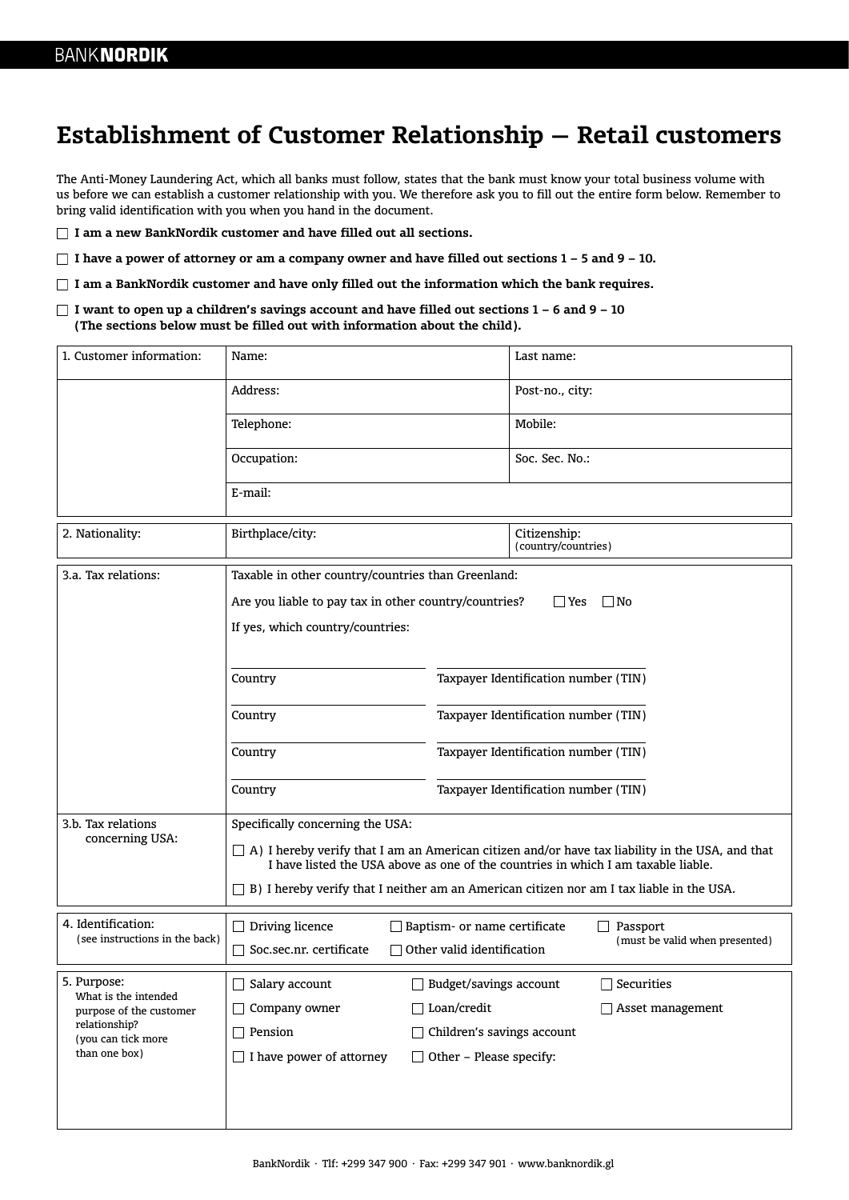# Establishment of Customer Relationship – Retail customers

The Anti-Money Laundering Act, which all banks must follow, states that the bank must know your total business volume with us before we can establish a customer relationship with you. We therefore ask you to fill out the entire form below. Remember to bring valid identification with you when you hand in the document.

☐ **I am a new BankNordik customer and have filled out all sections.**

☐ **I have a power of attorney or am a company owner and have filled out sections 1 – 5 and 9 – 10.**

☐ **I am a BankNordik customer and have only filled out the information which the bank requires.**

☐ **I want to open up a children's savings account and have filled out sections 1 – 6 and 9 – 10 (The sections below must be filled out with information about the child).**

| 1. Customer information: | Name: | Last name: |
|---|---|---|
| | Address: | Post-no., city: |
| | Telephone: | Mobile: |
| | Occupation: | Soc. Sec. No.: |
| | E-mail: | |

| 2. Nationality: | Birthplace/city: | Citizenship: (country/countries) |
|---|---|---|

**3.a. Tax relations:**

Taxable in other country/countries than Greenland:

Are you liable to pay tax in other country/countries? ☐ Yes ☐ No

If yes, which country/countries:

| Country | Taxpayer Identification number (TIN) |
|---|---|
| | |
| | |
| | |
| | |

**3.b. Tax relations concerning USA:**

Specifically concerning the USA:

☐ A) I hereby verify that I am an American citizen and/or have tax liability in the USA, and that I have listed the USA above as one of the countries in which I am taxable liable.

☐ B) I hereby verify that I neither am an American citizen nor am I tax liable in the USA.

**4. Identification:** (see instructions in the back)

☐ Driving licence ☐ Baptism- or name certificate ☐ Passport (must be valid when presented)

☐ Soc.sec.nr. certificate ☐ Other valid identification

**5. Purpose:** What is the intended purpose of the customer relationship? (you can tick more than one box)

☐ Salary account ☐ Budget/savings account ☐ Securities

☐ Company owner ☐ Loan/credit ☐ Asset management

☐ Pension ☐ Children's savings account

☐ I have power of attorney ☐ Other – Please specify:

BankNordik · Tlf: +299 347 900 · Fax: +299 347 901 · www.banknordik.gl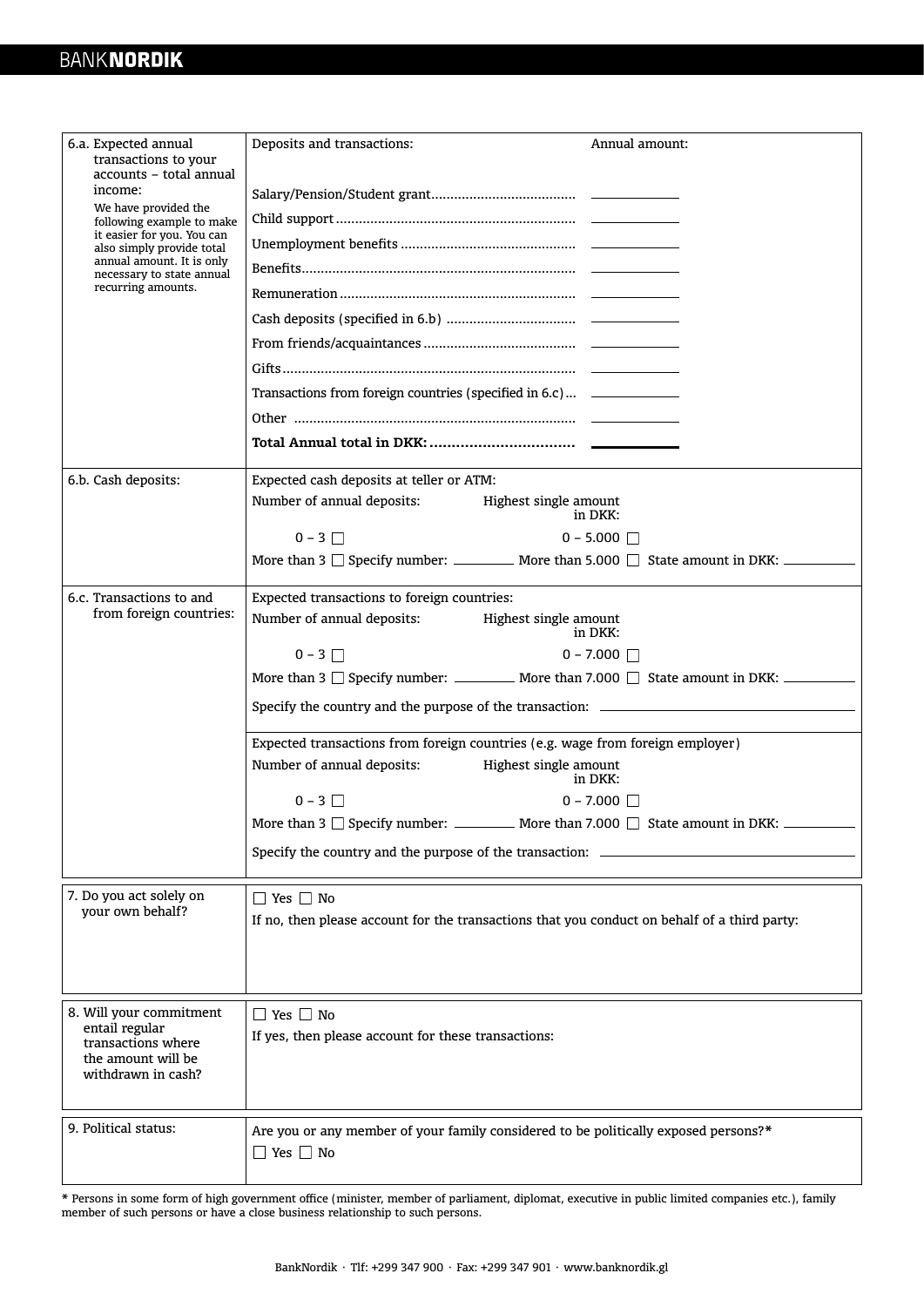| | |
|---|---|
| **6.a. Expected annual transactions to your accounts – total annual income:**<br>We have provided the following example to make it easier for you. You can also simply provide total annual amount. It is only necessary to state annual recurring amounts. | Deposits and transactions: Annual amount:<br><br>Salary/Pension/Student grant.................................... ____________<br>Child support ............................................................. ____________<br>Unemployment benefits ............................................ ____________<br>Benefits...................................................................... ____________<br>Remuneration ............................................................ ____________<br>Cash deposits (specified in 6.b) ................................ ____________<br>From friends/acquaintances ....................................... ____________<br>Gifts ........................................................................... ____________<br>Transactions from foreign countries (specified in 6.c)... ____________<br>Other ........................................................................ ____________<br>**Total Annual total in DKK: ................................ ____________** |
| **6.b. Cash deposits:** | Expected cash deposits at teller or ATM:<br>Number of annual deposits: Highest single amount in DKK:<br>0 – 3 ☐ 0 – 5.000 ☐<br>More than 3 ☐ Specify number: ________ More than 5.000 ☐ State amount in DKK: __________ |
| **6.c. Transactions to and from foreign countries:** | Expected transactions to foreign countries:<br>Number of annual deposits: Highest single amount in DKK:<br>0 – 3 ☐ 0 – 7.000 ☐<br>More than 3 ☐ Specify number: ________ More than 7.000 ☐ State amount in DKK: __________<br>Specify the country and the purpose of the transaction: ______________________________<br><br>Expected transactions from foreign countries (e.g. wage from foreign employer)<br>Number of annual deposits: Highest single amount in DKK:<br>0 – 3 ☐ 0 – 7.000 ☐<br>More than 3 ☐ Specify number: ________ More than 7.000 ☐ State amount in DKK: __________<br>Specify the country and the purpose of the transaction: ______________________________ |

| | |
|---|---|
| **7. Do you act solely on your own behalf?** | ☐ Yes ☐ No<br>If no, then please account for the transactions that you conduct on behalf of a third party: |

| | |
|---|---|
| **8. Will your commitment entail regular transactions where the amount will be withdrawn in cash?** | ☐ Yes ☐ No<br>If yes, then please account for these transactions: |

| | |
|---|---|
| **9. Political status:** | Are you or any member of your family considered to be politically exposed persons?*<br>☐ Yes ☐ No |

* Persons in some form of high government office (minister, member of parliament, diplomat, executive in public limited companies etc.), family member of such persons or have a close business relationship to such persons.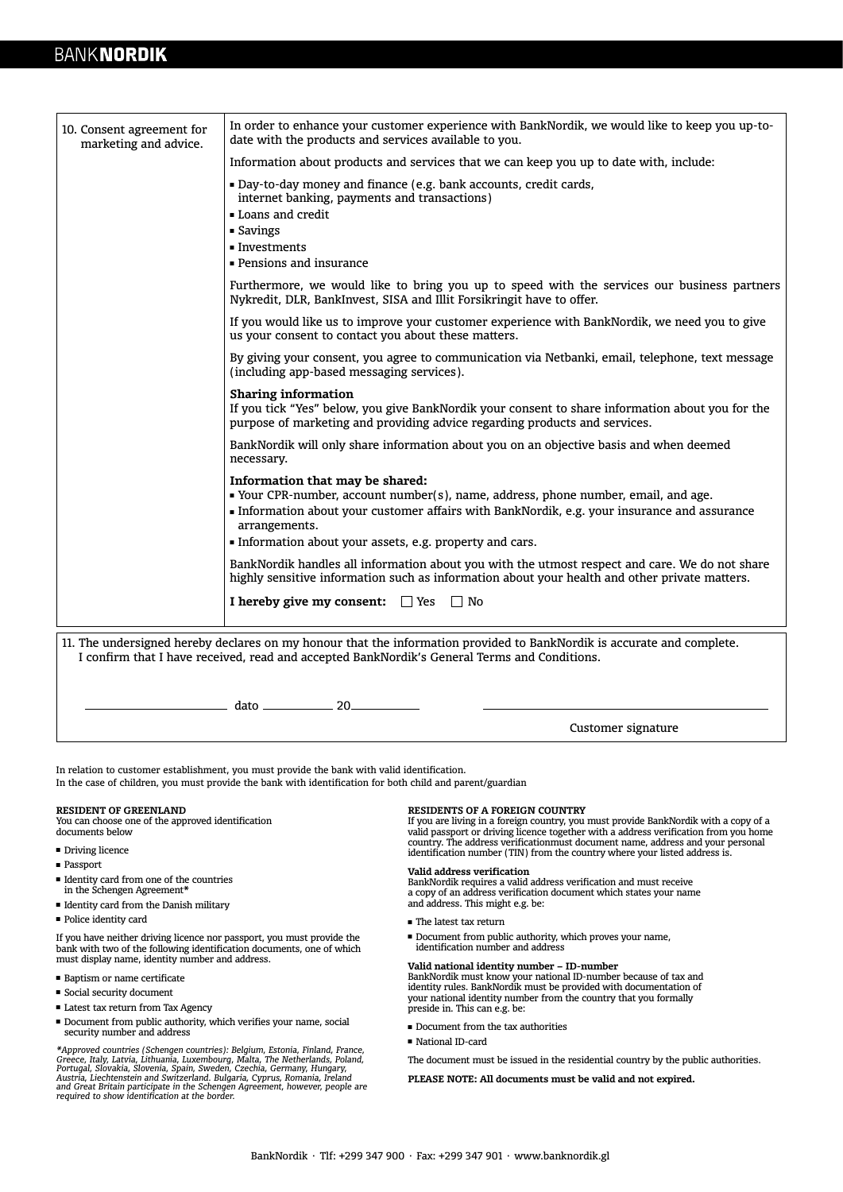| | |
|---|---|
| 10. Consent agreement for marketing and advice. | In order to enhance your customer experience with BankNordik, we would like to keep you up-to-date with the products and services available to you.<br><br>Information about products and services that we can keep you up to date with, include:<br>▪ Day-to-day money and finance (e.g. bank accounts, credit cards, internet banking, payments and transactions)<br>▪ Loans and credit<br>▪ Savings<br>▪ Investments<br>▪ Pensions and insurance<br><br>Furthermore, we would like to bring you up to speed with the services our business partners Nykredit, DLR, BankInvest, SISA and Illit Forsikringit have to offer.<br><br>If you would like us to improve your customer experience with BankNordik, we need you to give us your consent to contact you about these matters.<br><br>By giving your consent, you agree to communication via Netbanki, email, telephone, text message (including app-based messaging services).<br><br>**Sharing information**<br>If you tick "Yes" below, you give BankNordik your consent to share information about you for the purpose of marketing and providing advice regarding products and services.<br><br>BankNordik will only share information about you on an objective basis and when deemed necessary.<br><br>**Information that may be shared:**<br>▪ Your CPR-number, account number(s), name, address, phone number, email, and age.<br>▪ Information about your customer affairs with BankNordik, e.g. your insurance and assurance arrangements.<br>▪ Information about your assets, e.g. property and cars.<br><br>BankNordik handles all information about you with the utmost respect and care. We do not share highly sensitive information such as information about your health and other private matters.<br><br>**I hereby give my consent:** ☐ Yes ☐ No |

11. The undersigned hereby declares on my honour that the information provided to BankNordik is accurate and complete. I confirm that I have received, read and accepted BankNordik's General Terms and Conditions.

\_\_\_\_\_\_\_\_\_\_\_\_\_\_\_\_ dato \_\_\_\_\_\_\_\_ 20\_\_\_\_\_\_\_\_ \_\_\_\_\_\_\_\_\_\_\_\_\_\_\_\_\_\_\_\_\_\_\_\_\_\_\_\_

Customer signature

In relation to customer establishment, you must provide the bank with valid identification.
In the case of children, you must provide the bank with identification for both child and parent/guardian

**RESIDENT OF GREENLAND**
You can choose one of the approved identification documents below

- Driving licence
- Passport
- Identity card from one of the countries in the Schengen Agreement*
- Identity card from the Danish military
- Police identity card

If you have neither driving licence nor passport, you must provide the bank with two of the following identification documents, one of which must display name, identity number and address.

- Baptism or name certificate
- Social security document
- Latest tax return from Tax Agency
- Document from public authority, which verifies your name, social security number and address

**Approved countries (Schengen countries): Belgium, Estonia, Finland, France, Greece, Italy, Latvia, Lithuania, Luxembourg, Malta, The Netherlands, Poland, Portugal, Slovakia, Slovenia, Spain, Sweden, Czechia, Germany, Hungary, Austria, Liechtenstein and Switzerland. Bulgaria, Cyprus, Romania, Ireland and Great Britain participate in the Schengen Agreement, however, people are required to show identification at the border.*

**RESIDENTS OF A FOREIGN COUNTRY**
If you are living in a foreign country, you must provide BankNordik with a copy of a valid passport or driving licence together with a address verification from you home country. The address verificationmust document name, address and your personal identification number (TIN) from the country where your listed address is.

**Valid address verification**
BankNordik requires a valid address verification and must receive a copy of an address verification document which states your name and address. This might e.g. be:

- The latest tax return
- Document from public authority, which proves your name, identification number and address

**Valid national identity number – ID-number**
BankNordik must know your national ID-number because of tax and identity rules. BankNordik must be provided with documentation of your national identity number from the country that you formally preside in. This can e.g. be:

- Document from the tax authorities
- National ID-card

The document must be issued in the residential country by the public authorities.

**PLEASE NOTE: All documents must be valid and not expired.**

BankNordik · Tlf: +299 347 900 · Fax: +299 347 901 · www.banknordik.gl